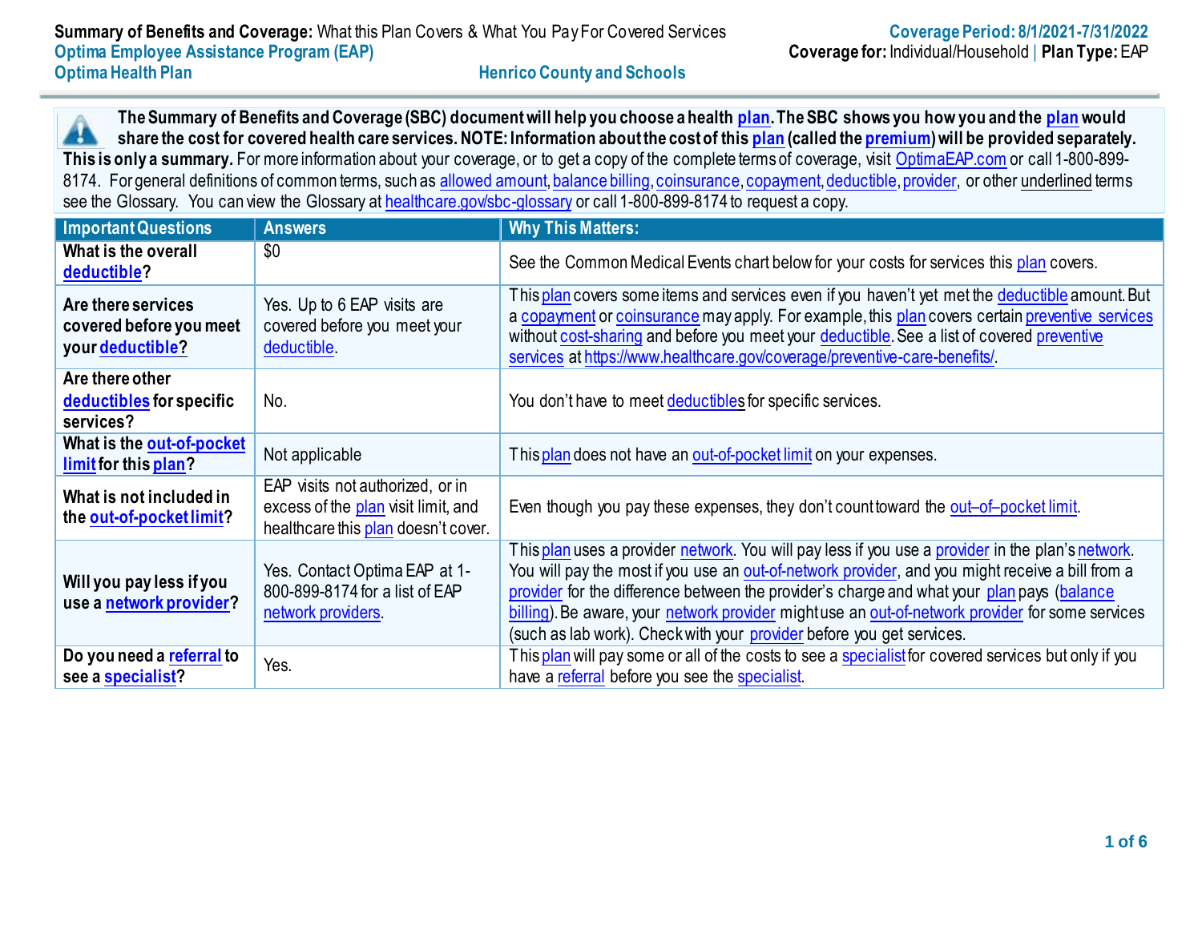**Summary of Benefits and Coverage:** What this Plan Covers & What You Pay For Covered Services
**Optima Employee Assistance Program (EAP)**
**Optima Health Plan**
**Henrico County and Schools**

**Coverage Period: 8/1/2021-7/31/2022**
**Coverage for:** Individual/Household | **Plan Type:** EAP

**The Summary of Benefits and Coverage (SBC) document will help you choose a health plan. The SBC shows you how you and the plan would share the cost for covered health care services. NOTE: Information about the cost of this plan (called the premium) will be provided separately. This is only a summary.** For more information about your coverage, or to get a copy of the complete terms of coverage, visit OptimaEAP.com or call 1-800-899-8174. For general definitions of common terms, such as allowed amount, balance billing, coinsurance, copayment, deductible, provider, or other underlined terms see the Glossary. You can view the Glossary at healthcare.gov/sbc-glossary or call 1-800-899-8174 to request a copy.

| Important Questions | Answers | Why This Matters: |
|---|---|---|
| What is the overall deductible? | $0 | See the Common Medical Events chart below for your costs for services this plan covers. |
| Are there services covered before you meet your deductible? | Yes. Up to 6 EAP visits are covered before you meet your deductible. | This plan covers some items and services even if you haven't yet met the deductible amount. But a copayment or coinsurance may apply. For example, this plan covers certain preventive services without cost-sharing and before you meet your deductible. See a list of covered preventive services at https://www.healthcare.gov/coverage/preventive-care-benefits/. |
| Are there other deductibles for specific services? | No. | You don't have to meet deductibles for specific services. |
| What is the out-of-pocket limit for this plan? | Not applicable | This plan does not have an out-of-pocket limit on your expenses. |
| What is not included in the out-of-pocket limit? | EAP visits not authorized, or in excess of the plan visit limit, and healthcare this plan doesn't cover. | Even though you pay these expenses, they don't count toward the out–of–pocket limit. |
| Will you pay less if you use a network provider? | Yes. Contact Optima EAP at 1-800-899-8174 for a list of EAP network providers. | This plan uses a provider network. You will pay less if you use a provider in the plan's network. You will pay the most if you use an out-of-network provider, and you might receive a bill from a provider for the difference between the provider's charge and what your plan pays (balance billing). Be aware, your network provider might use an out-of-network provider for some services (such as lab work). Check with your provider before you get services. |
| Do you need a referral to see a specialist? | Yes. | This plan will pay some or all of the costs to see a specialist for covered services but only if you have a referral before you see the specialist. |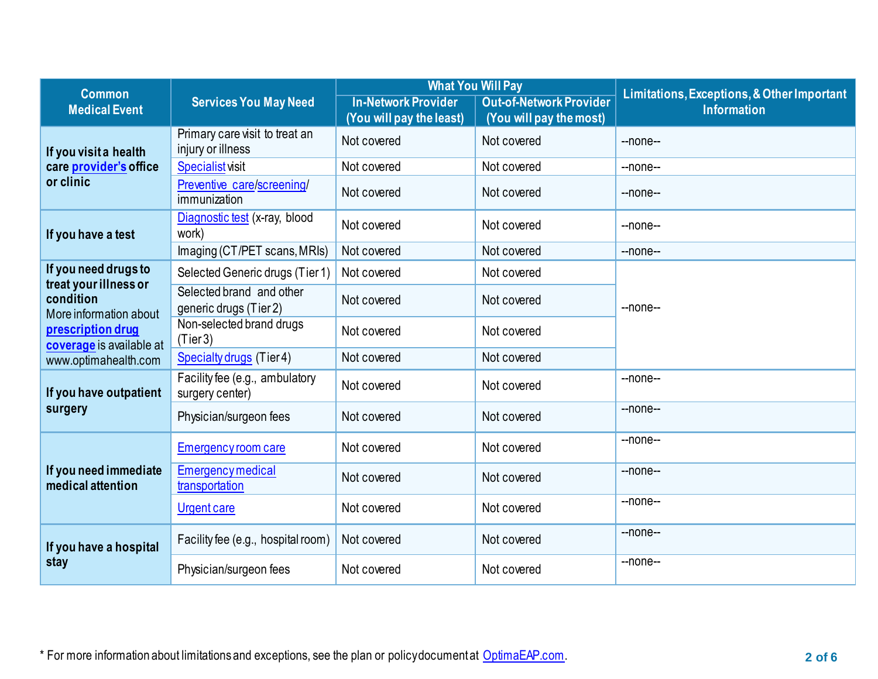| Common Medical Event | Services You May Need | What You Will Pay | | Limitations, Exceptions, & Other Important Information |
|---|---|---|---|---|
| | | In-Network Provider (You will pay the least) | Out-of-Network Provider (You will pay the most) | |
| **If you visit a health care provider's office or clinic** | Primary care visit to treat an injury or illness | Not covered | Not covered | --none-- |
| | Specialist visit | Not covered | Not covered | --none-- |
| | Preventive care/screening/ immunization | Not covered | Not covered | --none-- |
| **If you have a test** | Diagnostic test (x-ray, blood work) | Not covered | Not covered | --none-- |
| | Imaging (CT/PET scans, MRIs) | Not covered | Not covered | --none-- |
| **If you need drugs to treat your illness or condition** More information about **prescription drug coverage** is available at www.optimahealth.com | Selected Generic drugs (Tier 1) | Not covered | Not covered | --none-- |
| | Selected brand and other generic drugs (Tier 2) | Not covered | Not covered | |
| | Non-selected brand drugs (Tier 3) | Not covered | Not covered | |
| | Specialty drugs (Tier 4) | Not covered | Not covered | |
| **If you have outpatient surgery** | Facility fee (e.g., ambulatory surgery center) | Not covered | Not covered | --none-- |
| | Physician/surgeon fees | Not covered | Not covered | --none-- |
| **If you need immediate medical attention** | Emergency room care | Not covered | Not covered | --none-- |
| | Emergency medical transportation | Not covered | Not covered | --none-- |
| | Urgent care | Not covered | Not covered | --none-- |
| **If you have a hospital stay** | Facility fee (e.g., hospital room) | Not covered | Not covered | --none-- |
| | Physician/surgeon fees | Not covered | Not covered | --none-- |

\* For more information about limitations and exceptions, see the plan or policy document at OptimaEAP.com.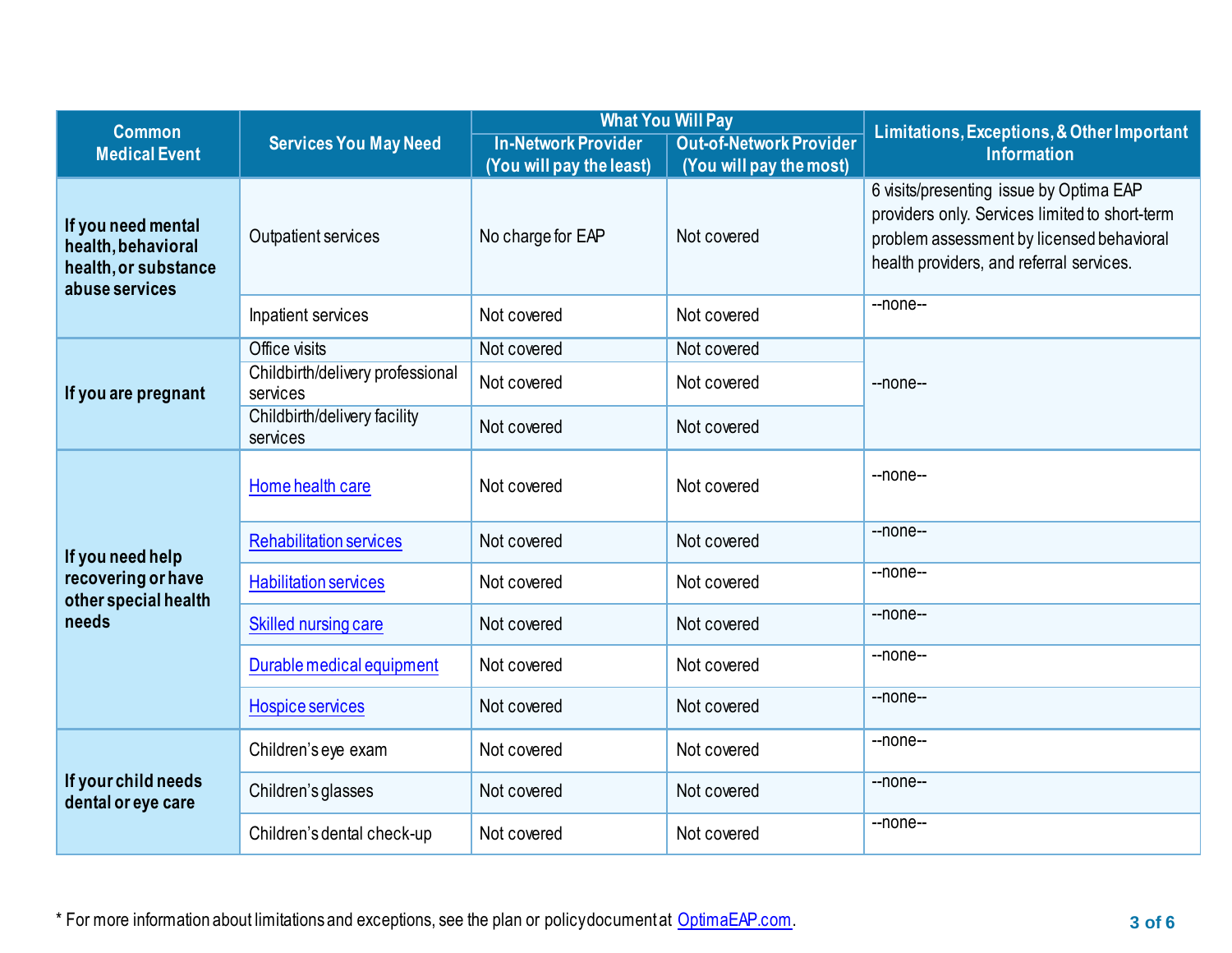| Common Medical Event | Services You May Need | What You Will Pay | | Limitations, Exceptions, & Other Important Information |
|---|---|---|---|---|
| | | In-Network Provider (You will pay the least) | Out-of-Network Provider (You will pay the most) | |
| If you need mental health, behavioral health, or substance abuse services | Outpatient services | No charge for EAP | Not covered | 6 visits/presenting issue by Optima EAP providers only. Services limited to short-term problem assessment by licensed behavioral health providers, and referral services. |
| | Inpatient services | Not covered | Not covered | --none-- |
| If you are pregnant | Office visits | Not covered | Not covered | --none-- |
| | Childbirth/delivery professional services | Not covered | Not covered | |
| | Childbirth/delivery facility services | Not covered | Not covered | |
| If you need help recovering or have other special health needs | Home health care | Not covered | Not covered | --none-- |
| | Rehabilitation services | Not covered | Not covered | --none-- |
| | Habilitation services | Not covered | Not covered | --none-- |
| | Skilled nursing care | Not covered | Not covered | --none-- |
| | Durable medical equipment | Not covered | Not covered | --none-- |
| | Hospice services | Not covered | Not covered | --none-- |
| If your child needs dental or eye care | Children's eye exam | Not covered | Not covered | --none-- |
| | Children's glasses | Not covered | Not covered | --none-- |
| | Children's dental check-up | Not covered | Not covered | --none-- |

* For more information about limitations and exceptions, see the plan or policy document at OptimaEAP.com.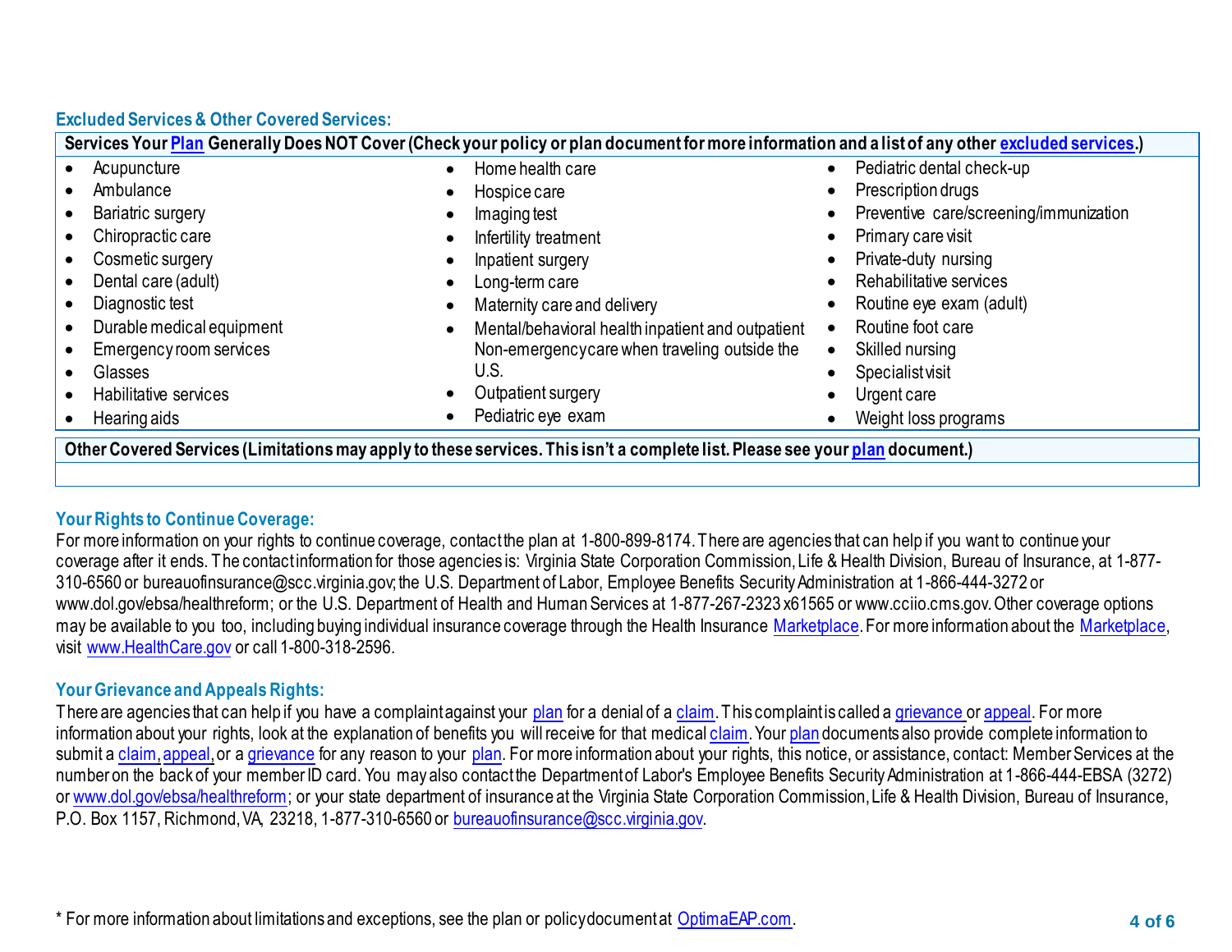## Excluded Services & Other Covered Services:

**Services Your Plan Generally Does NOT Cover (Check your policy or plan document for more information and a list of any other excluded services.)**

- Acupuncture
- Ambulance
- Bariatric surgery
- Chiropractic care
- Cosmetic surgery
- Dental care (adult)
- Diagnostic test
- Durable medical equipment
- Emergency room services
- Glasses
- Habilitative services
- Hearing aids
- Home health care
- Hospice care
- Imaging test
- Infertility treatment
- Inpatient surgery
- Long-term care
- Maternity care and delivery
- Mental/behavioral health inpatient and outpatient
- Non-emergency care when traveling outside the U.S.
- Outpatient surgery
- Pediatric eye exam
- Pediatric dental check-up
- Prescription drugs
- Preventive care/screening/immunization
- Primary care visit
- Private-duty nursing
- Rehabilitative services
- Routine eye exam (adult)
- Routine foot care
- Skilled nursing
- Specialist visit
- Urgent care
- Weight loss programs

**Other Covered Services (Limitations may apply to these services. This isn't a complete list. Please see your plan document.)**

## Your Rights to Continue Coverage:

For more information on your rights to continue coverage, contact the plan at 1-800-899-8174. There are agencies that can help if you want to continue your coverage after it ends. The contact information for those agencies is: Virginia State Corporation Commission, Life & Health Division, Bureau of Insurance, at 1-877-310-6560 or bureauofinsurance@scc.virginia.gov; the U.S. Department of Labor, Employee Benefits Security Administration at 1-866-444-3272 or www.dol.gov/ebsa/healthreform; or the U.S. Department of Health and Human Services at 1-877-267-2323 x61565 or www.cciio.cms.gov. Other coverage options may be available to you too, including buying individual insurance coverage through the Health Insurance Marketplace. For more information about the Marketplace, visit www.HealthCare.gov or call 1-800-318-2596.

## Your Grievance and Appeals Rights:

There are agencies that can help if you have a complaint against your plan for a denial of a claim. This complaint is called a grievance or appeal. For more information about your rights, look at the explanation of benefits you will receive for that medical claim. Your plan documents also provide complete information to submit a claim, appeal, or a grievance for any reason to your plan. For more information about your rights, this notice, or assistance, contact: Member Services at the number on the back of your member ID card. You may also contact the Department of Labor's Employee Benefits Security Administration at 1-866-444-EBSA (3272) or www.dol.gov/ebsa/healthreform; or your state department of insurance at the Virginia State Corporation Commission, Life & Health Division, Bureau of Insurance, P.O. Box 1157, Richmond, VA, 23218, 1-877-310-6560 or bureauofinsurance@scc.virginia.gov.

* For more information about limitations and exceptions, see the plan or policy document at OptimaEAP.com.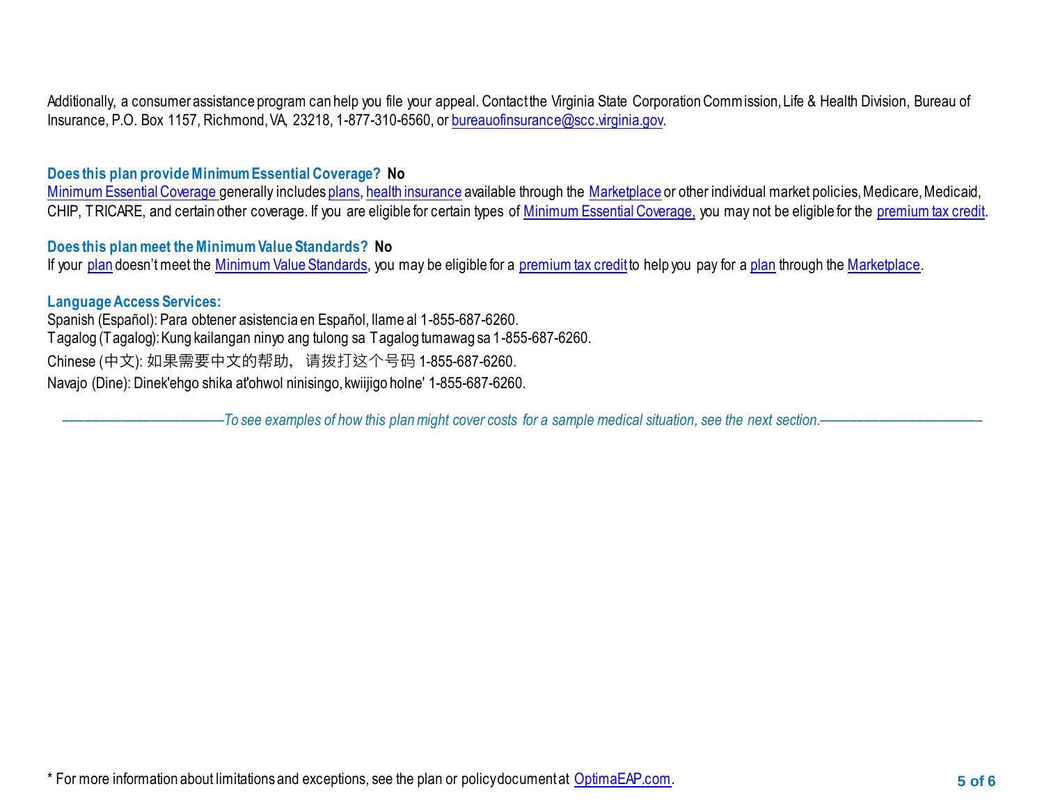Additionally, a consumer assistance program can help you file your appeal. Contact the Virginia State Corporation Commission, Life & Health Division, Bureau of Insurance, P.O. Box 1157, Richmond, VA, 23218, 1-877-310-6560, or bureauofinsurance@scc.virginia.gov.

**Does this plan provide Minimum Essential Coverage? No**

Minimum Essential Coverage generally includes plans, health insurance available through the Marketplace or other individual market policies, Medicare, Medicaid, CHIP, TRICARE, and certain other coverage. If you are eligible for certain types of Minimum Essential Coverage, you may not be eligible for the premium tax credit.

**Does this plan meet the Minimum Value Standards? No**

If your plan doesn't meet the Minimum Value Standards, you may be eligible for a premium tax credit to help you pay for a plan through the Marketplace.

**Language Access Services:**

Spanish (Español): Para obtener asistencia en Español, llame al 1-855-687-6260.
Tagalog (Tagalog): Kung kailangan ninyo ang tulong sa Tagalog tumawag sa 1-855-687-6260.
Chinese (中文): 如果需要中文的帮助， 请拨打这个号码 1-855-687-6260.
Navajo (Dine): Dinek'ehgo shika at'ohwol ninisingo, kwiijigo holne' 1-855-687-6260.

*——————————To see examples of how this plan might cover costs for a sample medical situation, see the next section.——————————*

* For more information about limitations and exceptions, see the plan or policy document at OptimaEAP.com.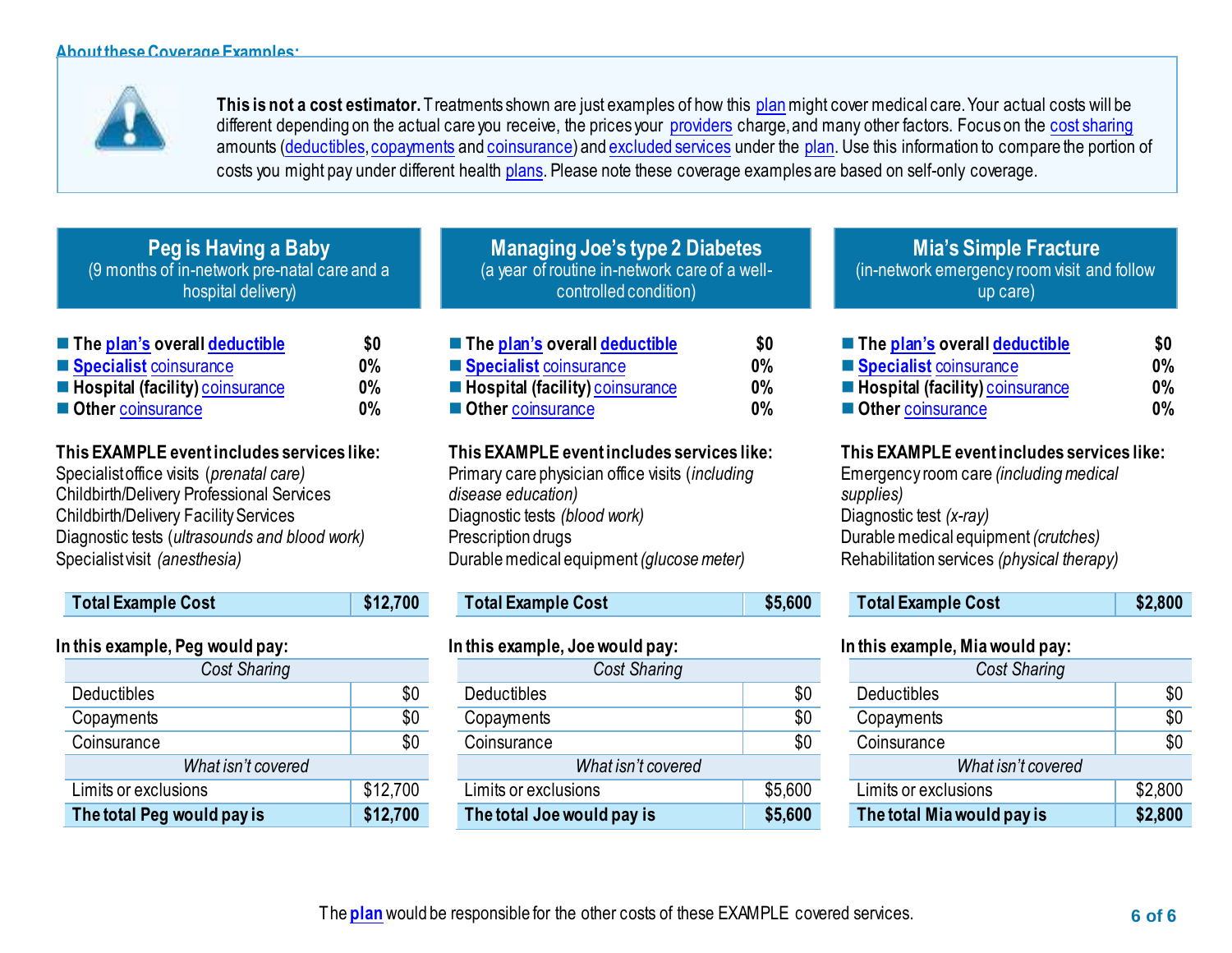## About these Coverage Examples:

**This is not a cost estimator.** Treatments shown are just examples of how this plan might cover medical care. Your actual costs will be different depending on the actual care you receive, the prices your providers charge, and many other factors. Focus on the cost sharing amounts (deductibles, copayments and coinsurance) and excluded services under the plan. Use this information to compare the portion of costs you might pay under different health plans. Please note these coverage examples are based on self-only coverage.

### Peg is Having a Baby
(9 months of in-network pre-natal care and a hospital delivery)

- **The plan's overall deductible** **$0**
- **Specialist coinsurance** **0%**
- **Hospital (facility) coinsurance** **0%**
- **Other coinsurance** **0%**

**This EXAMPLE event includes services like:**
Specialist office visits (*prenatal care)*
Childbirth/Delivery Professional Services
Childbirth/Delivery Facility Services
Diagnostic tests (*ultrasounds and blood work)*
Specialist visit *(anesthesia)*

| **Total Example Cost** | **$12,700** |
| --- | --- |

**In this example, Peg would pay:**

| *Cost Sharing* | |
| --- | --- |
| Deductibles | $0 |
| Copayments | $0 |
| Coinsurance | $0 |
| *What isn't covered* | |
| Limits or exclusions | $12,700 |
| **The total Peg would pay is** | **$12,700** |

### Managing Joe's type 2 Diabetes
(a year of routine in-network care of a well-controlled condition)

- **The plan's overall deductible** **$0**
- **Specialist coinsurance** **0%**
- **Hospital (facility) coinsurance** **0%**
- **Other coinsurance** **0%**

**This EXAMPLE event includes services like:**
Primary care physician office visits (*including disease education)*
Diagnostic tests *(blood work)*
Prescription drugs
Durable medical equipment *(glucose meter)*

| **Total Example Cost** | **$5,600** |
| --- | --- |

**In this example, Joe would pay:**

| *Cost Sharing* | |
| --- | --- |
| Deductibles | $0 |
| Copayments | $0 |
| Coinsurance | $0 |
| *What isn't covered* | |
| Limits or exclusions | $5,600 |
| **The total Joe would pay is** | **$5,600** |

### Mia's Simple Fracture
(in-network emergency room visit and follow up care)

- **The plan's overall deductible** **$0**
- **Specialist coinsurance** **0%**
- **Hospital (facility) coinsurance** **0%**
- **Other coinsurance** **0%**

**This EXAMPLE event includes services like:**
Emergency room care *(including medical supplies)*
Diagnostic test *(x-ray)*
Durable medical equipment *(crutches)*
Rehabilitation services *(physical therapy)*

| **Total Example Cost** | **$2,800** |
| --- | --- |

**In this example, Mia would pay:**

| *Cost Sharing* | |
| --- | --- |
| Deductibles | $0 |
| Copayments | $0 |
| Coinsurance | $0 |
| *What isn't covered* | |
| Limits or exclusions | $2,800 |
| **The total Mia would pay is** | **$2,800** |

The **plan** would be responsible for the other costs of these EXAMPLE covered services.